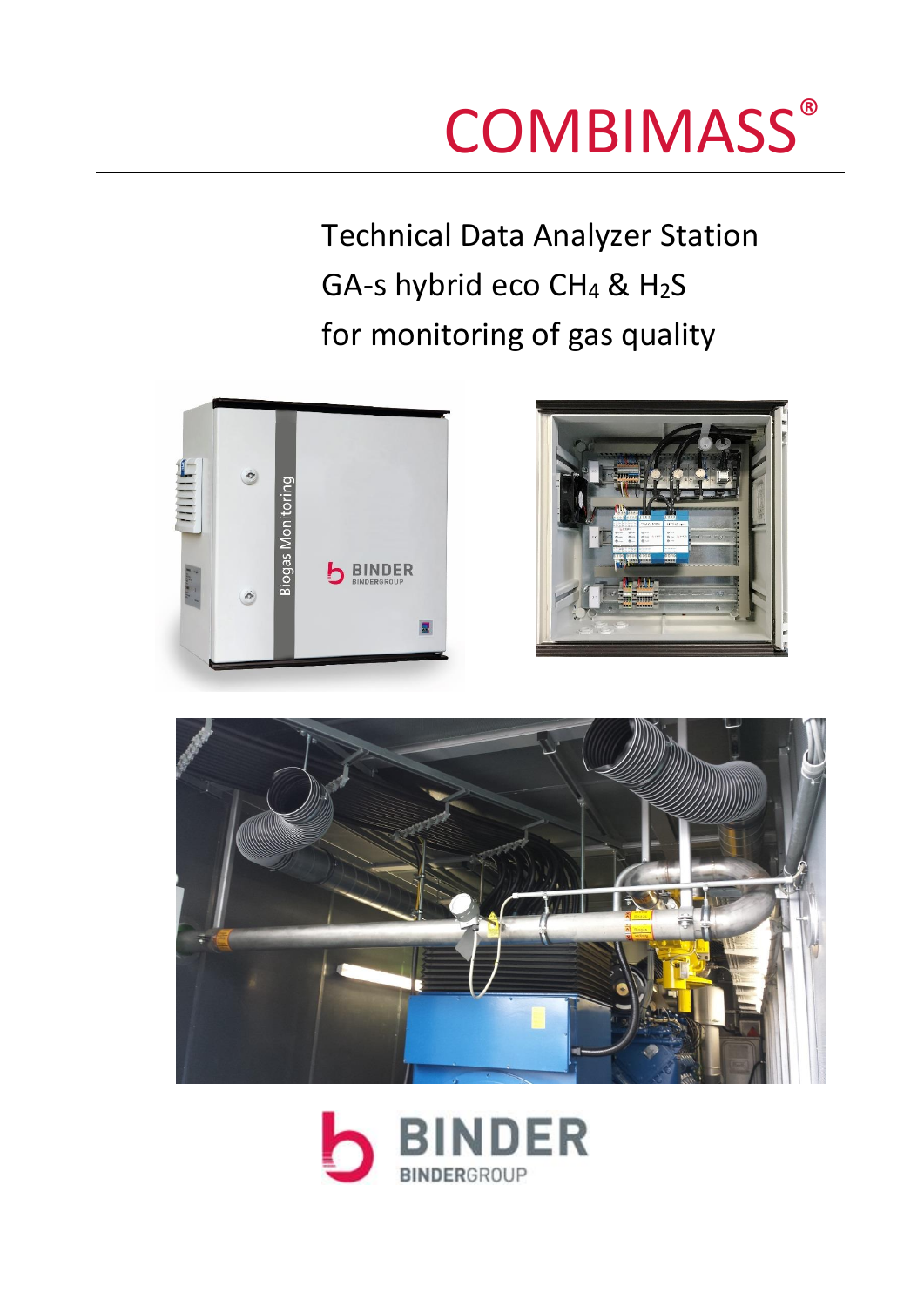# COMBIMASS®

## Technical Data Analyzer Station
## GA-s hybrid eco $CH_4$ & $H_2S$
## for monitoring of gas quality

BINDER
BINDERGROUP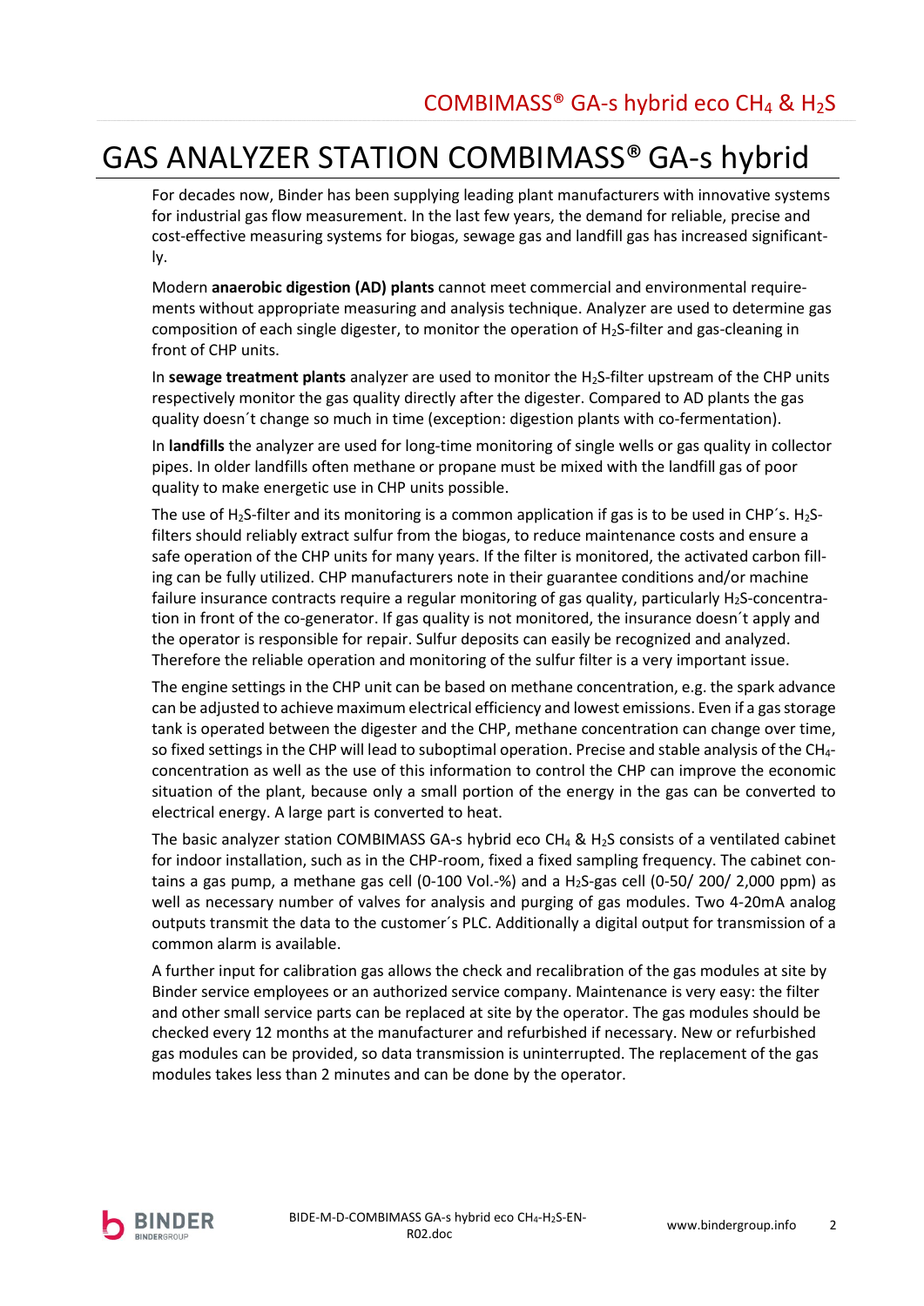# GAS ANALYZER STATION COMBIMASS® GA-s hybrid

For decades now, Binder has been supplying leading plant manufacturers with innovative systems for industrial gas flow measurement. In the last few years, the demand for reliable, precise and cost-effective measuring systems for biogas, sewage gas and landfill gas has increased significantly.

Modern **anaerobic digestion (AD) plants** cannot meet commercial and environmental requirements without appropriate measuring and analysis technique. Analyzer are used to determine gas composition of each single digester, to monitor the operation of $H_2S$-filter and gas-cleaning in front of CHP units.

In **sewage treatment plants** analyzer are used to monitor the $H_2S$-filter upstream of the CHP units respectively monitor the gas quality directly after the digester. Compared to AD plants the gas quality doesn´t change so much in time (exception: digestion plants with co-fermentation).

In **landfills** the analyzer are used for long-time monitoring of single wells or gas quality in collector pipes. In older landfills often methane or propane must be mixed with the landfill gas of poor quality to make energetic use in CHP units possible.

The use of $H_2S$-filter and its monitoring is a common application if gas is to be used in CHP´s. $H_2S$-filters should reliably extract sulfur from the biogas, to reduce maintenance costs and ensure a safe operation of the CHP units for many years. If the filter is monitored, the activated carbon filling can be fully utilized. CHP manufacturers note in their guarantee conditions and/or machine failure insurance contracts require a regular monitoring of gas quality, particularly $H_2S$-concentration in front of the co-generator. If gas quality is not monitored, the insurance doesn´t apply and the operator is responsible for repair. Sulfur deposits can easily be recognized and analyzed. Therefore the reliable operation and monitoring of the sulfur filter is a very important issue.

The engine settings in the CHP unit can be based on methane concentration, e.g. the spark advance can be adjusted to achieve maximum electrical efficiency and lowest emissions. Even if a gas storage tank is operated between the digester and the CHP, methane concentration can change over time, so fixed settings in the CHP will lead to suboptimal operation. Precise and stable analysis of the $CH_4$-concentration as well as the use of this information to control the CHP can improve the economic situation of the plant, because only a small portion of the energy in the gas can be converted to electrical energy. A large part is converted to heat.

The basic analyzer station COMBIMASS GA-s hybrid eco $CH_4$ & $H_2S$ consists of a ventilated cabinet for indoor installation, such as in the CHP-room, fixed a fixed sampling frequency. The cabinet contains a gas pump, a methane gas cell (0-100 Vol.-%) and a $H_2S$-gas cell (0-50/ 200/ 2,000 ppm) as well as necessary number of valves for analysis and purging of gas modules. Two 4-20mA analog outputs transmit the data to the customer´s PLC. Additionally a digital output for transmission of a common alarm is available.

A further input for calibration gas allows the check and recalibration of the gas modules at site by Binder service employees or an authorized service company. Maintenance is very easy: the filter and other small service parts can be replaced at site by the operator. The gas modules should be checked every 12 months at the manufacturer and refurbished if necessary. New or refurbished gas modules can be provided, so data transmission is uninterrupted. The replacement of the gas modules takes less than 2 minutes and can be done by the operator.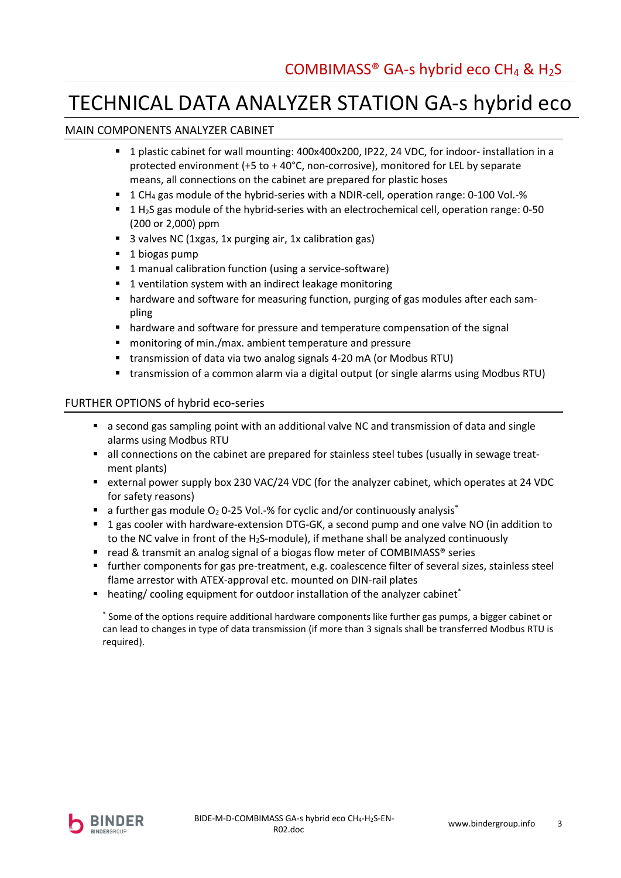# TECHNICAL DATA ANALYZER STATION GA-s hybrid eco

## MAIN COMPONENTS ANALYZER CABINET

- 1 plastic cabinet for wall mounting: 400x400x200, IP22, 24 VDC, for indoor- installation in a protected environment (+5 to + 40°C, non-corrosive), monitored for LEL by separate means, all connections on the cabinet are prepared for plastic hoses
- 1 $CH_4$ gas module of the hybrid-series with a NDIR-cell, operation range: 0-100 Vol.-%
- 1 $H_2S$ gas module of the hybrid-series with an electrochemical cell, operation range: 0-50 (200 or 2,000) ppm
- 3 valves NC (1xgas, 1x purging air, 1x calibration gas)
- 1 biogas pump
- 1 manual calibration function (using a service-software)
- 1 ventilation system with an indirect leakage monitoring
- hardware and software for measuring function, purging of gas modules after each sampling
- hardware and software for pressure and temperature compensation of the signal
- monitoring of min./max. ambient temperature and pressure
- transmission of data via two analog signals 4-20 mA (or Modbus RTU)
- transmission of a common alarm via a digital output (or single alarms using Modbus RTU)

## FURTHER OPTIONS of hybrid eco-series

- a second gas sampling point with an additional valve NC and transmission of data and single alarms using Modbus RTU
- all connections on the cabinet are prepared for stainless steel tubes (usually in sewage treatment plants)
- external power supply box 230 VAC/24 VDC (for the analyzer cabinet, which operates at 24 VDC for safety reasons)
- a further gas module $O_2$ 0-25 Vol.-% for cyclic and/or continuously analysis*
- 1 gas cooler with hardware-extension DTG-GK, a second pump and one valve NO (in addition to the NC valve in front of the $H_2S$-module), if methane shall be analyzed continuously
- read & transmit an analog signal of a biogas flow meter of COMBIMASS® series
- further components for gas pre-treatment, e.g. coalescence filter of several sizes, stainless steel flame arrestor with ATEX-approval etc. mounted on DIN-rail plates
- heating/ cooling equipment for outdoor installation of the analyzer cabinet*

* Some of the options require additional hardware components like further gas pumps, a bigger cabinet or can lead to changes in type of data transmission (if more than 3 signals shall be transferred Modbus RTU is required).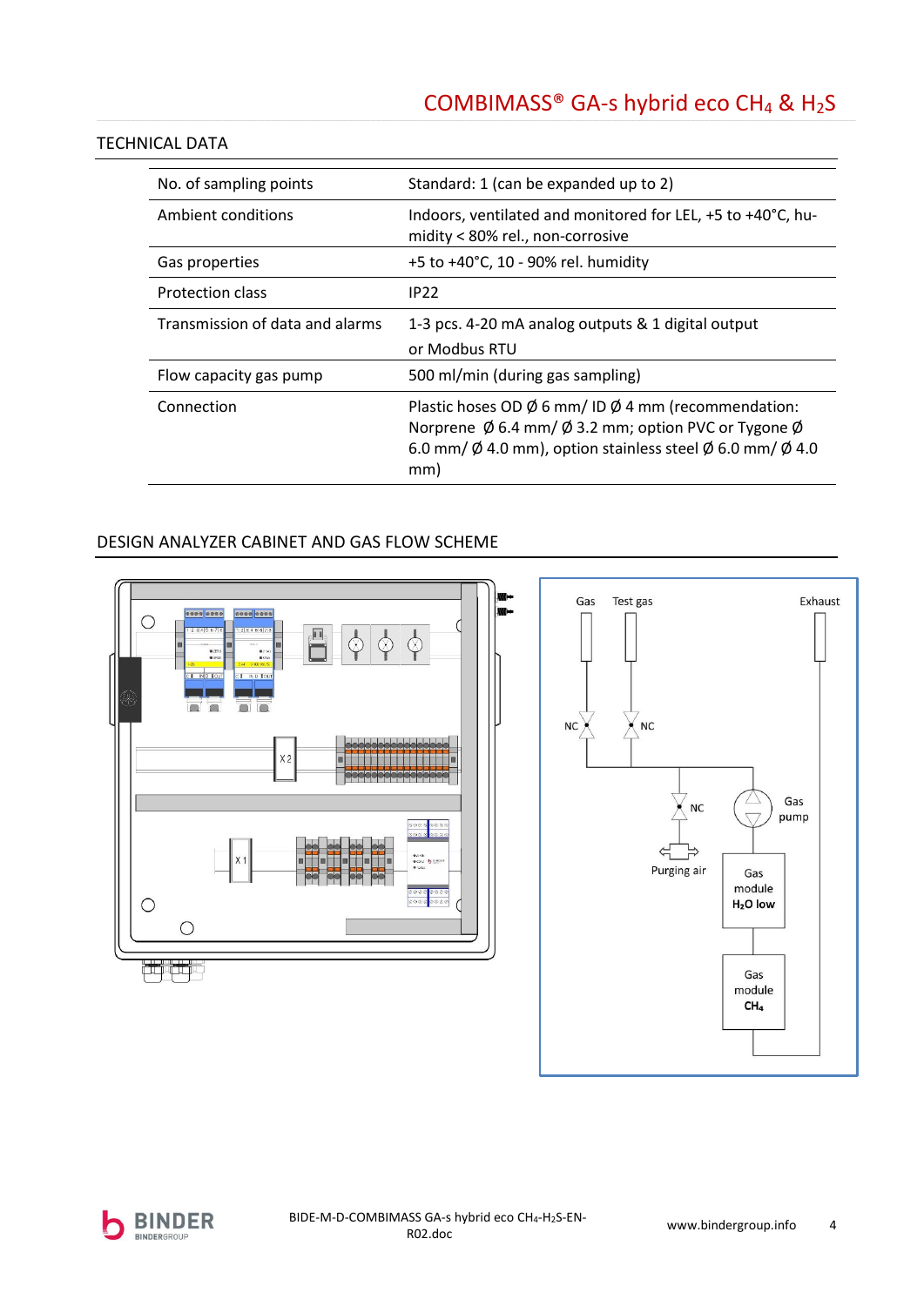# COMBIMASS® GA-s hybrid eco $CH_4$ & $H_2S$

## TECHNICAL DATA

| | |
|---|---|
| No. of sampling points | Standard: 1 (can be expanded up to 2) |
| Ambient conditions | Indoors, ventilated and monitored for LEL, +5 to +40°C, humidity < 80% rel., non-corrosive |
| Gas properties | +5 to +40°C, 10 - 90% rel. humidity |
| Protection class | IP22 |
| Transmission of data and alarms | 1-3 pcs. 4-20 mA analog outputs & 1 digital output or Modbus RTU |
| Flow capacity gas pump | 500 ml/min (during gas sampling) |
| Connection | Plastic hoses OD Ø 6 mm/ ID Ø 4 mm (recommendation: Norprene Ø 6.4 mm/ Ø 3.2 mm; option PVC or Tygone Ø 6.0 mm/ Ø 4.0 mm), option stainless steel Ø 6.0 mm/ Ø 4.0 mm) |

## DESIGN ANALYZER CABINET AND GAS FLOW SCHEME

X 2

X 1

Gas

Test gas

Exhaust

NC

NC

NC

Gas pump

Purging air

Gas module $H_2O$ low

Gas module $CH_4$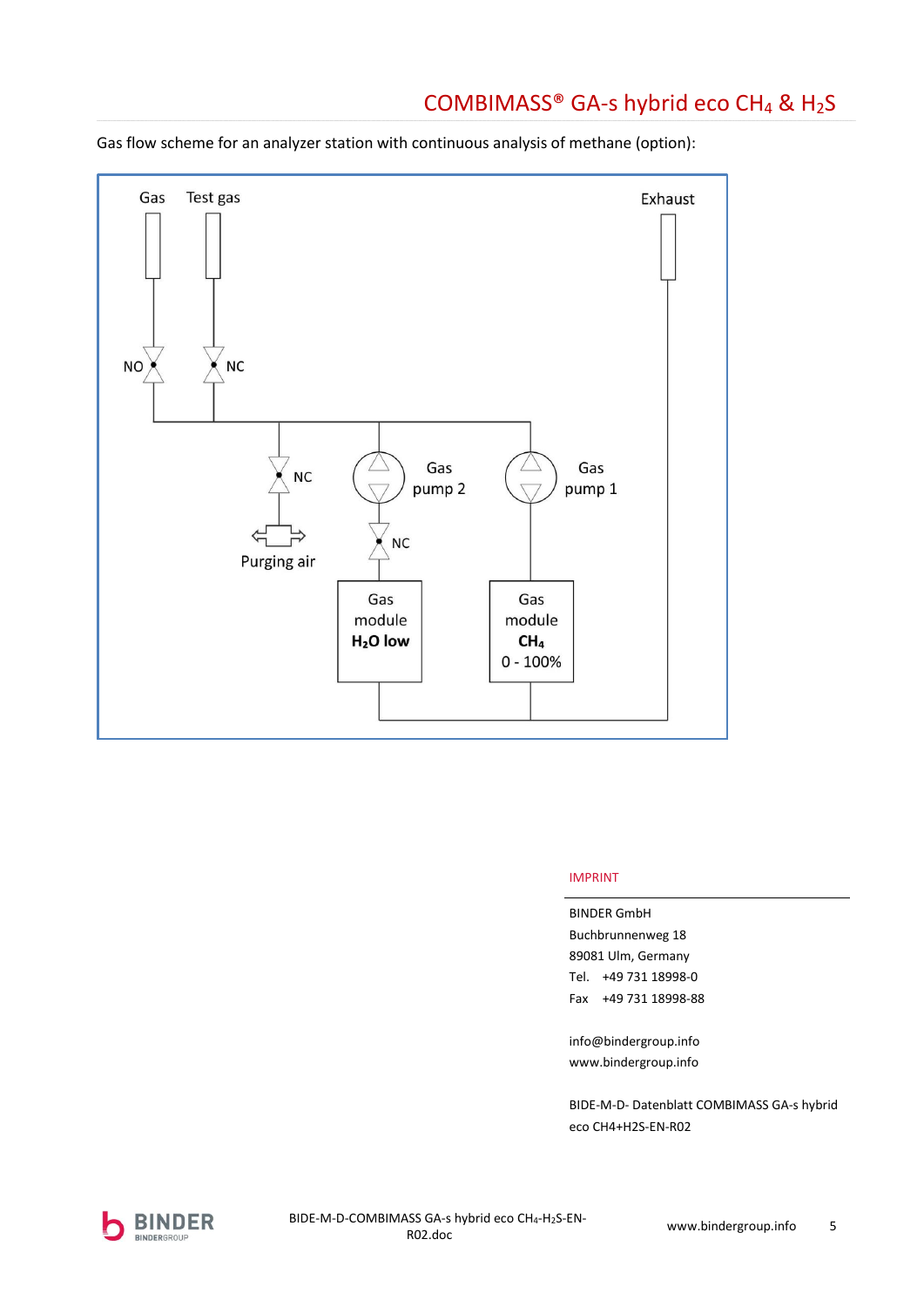Gas flow scheme for an analyzer station with continuous analysis of methane (option):

Gas
Test gas
Exhaust
NO
NC
NC
Gas pump 2
Gas pump 1
NC
Purging air
Gas module $H_2O$ low
Gas module $CH_4$ 0 - 100%

IMPRINT

BINDER GmbH
Buchbrunnenweg 18
89081 Ulm, Germany
Tel. +49 731 18998-0
Fax +49 731 18998-88

info@bindergroup.info
www.bindergroup.info

BIDE-M-D- Datenblatt COMBIMASS GA-s hybrid eco CH4+H2S-EN-R02